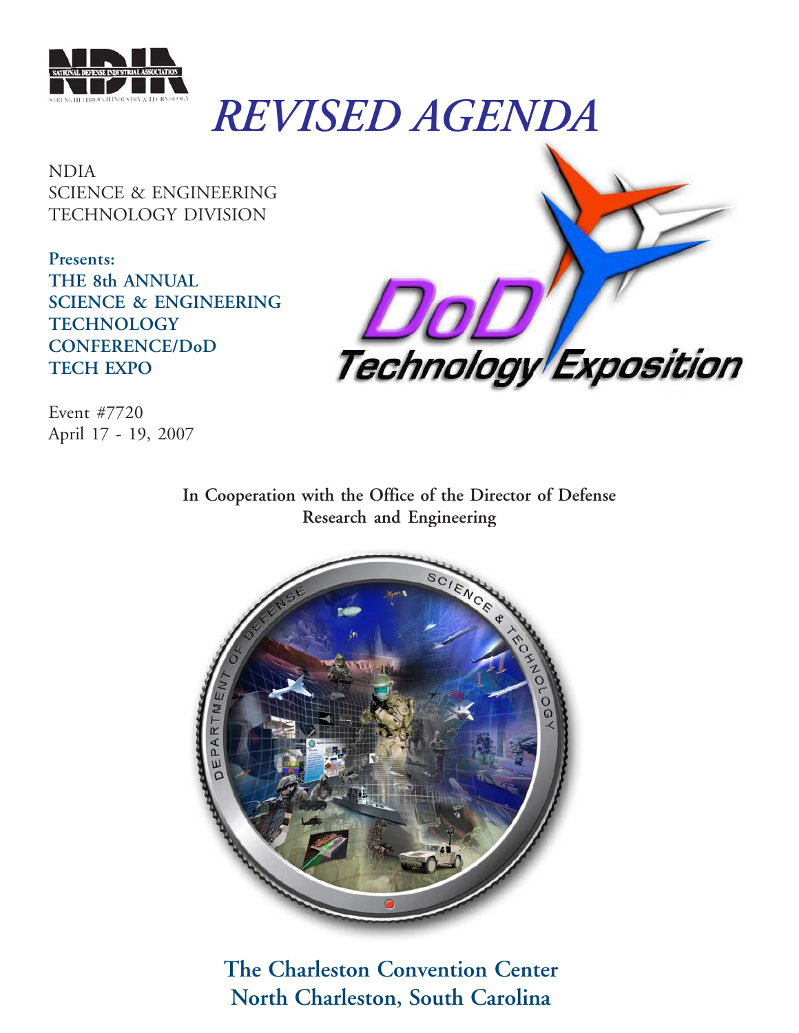# REVISED AGENDA

NDIA
SCIENCE & ENGINEERING
TECHNOLOGY DIVISION

**Presents:**
**THE 8th ANNUAL SCIENCE & ENGINEERING TECHNOLOGY CONFERENCE/DoD TECH EXPO**

Event #7720
April 17 - 19, 2007

**In Cooperation with the Office of the Director of Defense Research and Engineering**

## The Charleston Convention Center
## North Charleston, South Carolina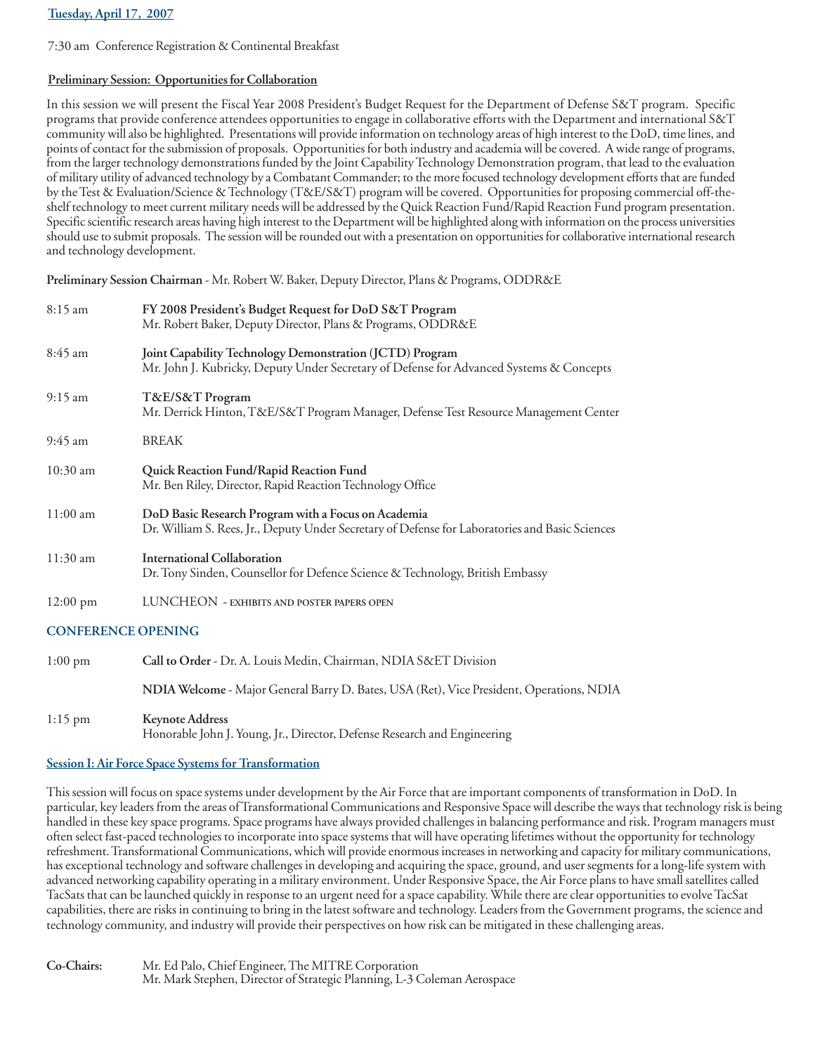**Tuesday, April 17, 2007**

7:30 am Conference Registration & Continental Breakfast

**Preliminary Session: Opportunities for Collaboration**

In this session we will present the Fiscal Year 2008 President's Budget Request for the Department of Defense S&T program. Specific programs that provide conference attendees opportunities to engage in collaborative efforts with the Department and international S&T community will also be highlighted. Presentations will provide information on technology areas of high interest to the DoD, time lines, and points of contact for the submission of proposals. Opportunities for both industry and academia will be covered. A wide range of programs, from the larger technology demonstrations funded by the Joint Capability Technology Demonstration program, that lead to the evaluation of military utility of advanced technology by a Combatant Commander; to the more focused technology development efforts that are funded by the Test & Evaluation/Science & Technology (T&E/S&T) program will be covered. Opportunities for proposing commercial off-the-shelf technology to meet current military needs will be addressed by the Quick Reaction Fund/Rapid Reaction Fund program presentation. Specific scientific research areas having high interest to the Department will be highlighted along with information on the process universities should use to submit proposals. The session will be rounded out with a presentation on opportunities for collaborative international research and technology development.

**Preliminary Session Chairman** - Mr. Robert W. Baker, Deputy Director, Plans & Programs, ODDR&E

8:15 am **FY 2008 President's Budget Request for DoD S&T Program**
Mr. Robert Baker, Deputy Director, Plans & Programs, ODDR&E

8:45 am **Joint Capability Technology Demonstration (JCTD) Program**
Mr. John J. Kubricky, Deputy Under Secretary of Defense for Advanced Systems & Concepts

9:15 am **T&E/S&T Program**
Mr. Derrick Hinton, T&E/S&T Program Manager, Defense Test Resource Management Center

9:45 am BREAK

10:30 am **Quick Reaction Fund/Rapid Reaction Fund**
Mr. Ben Riley, Director, Rapid Reaction Technology Office

11:00 am **DoD Basic Research Program with a Focus on Academia**
Dr. William S. Rees, Jr., Deputy Under Secretary of Defense for Laboratories and Basic Sciences

11:30 am **International Collaboration**
Dr. Tony Sinden, Counsellor for Defence Science & Technology, British Embassy

12:00 pm LUNCHEON - EXHIBITS AND POSTER PAPERS OPEN

## CONFERENCE OPENING

1:00 pm **Call to Order** - Dr. A. Louis Medin, Chairman, NDIA S&ET Division

**NDIA Welcome** - Major General Barry D. Bates, USA (Ret), Vice President, Operations, NDIA

1:15 pm **Keynote Address**
Honorable John J. Young, Jr., Director, Defense Research and Engineering

**Session I: Air Force Space Systems for Transformation**

This session will focus on space systems under development by the Air Force that are important components of transformation in DoD. In particular, key leaders from the areas of Transformational Communications and Responsive Space will describe the ways that technology risk is being handled in these key space programs. Space programs have always provided challenges in balancing performance and risk. Program managers must often select fast-paced technologies to incorporate into space systems that will have operating lifetimes without the opportunity for technology refreshment. Transformational Communications, which will provide enormous increases in networking and capacity for military communications, has exceptional technology and software challenges in developing and acquiring the space, ground, and user segments for a long-life system with advanced networking capability operating in a military environment. Under Responsive Space, the Air Force plans to have small satellites called TacSats that can be launched quickly in response to an urgent need for a space capability. While there are clear opportunities to evolve TacSat capabilities, there are risks in continuing to bring in the latest software and technology. Leaders from the Government programs, the science and technology community, and industry will provide their perspectives on how risk can be mitigated in these challenging areas.

**Co-Chairs:** Mr. Ed Palo, Chief Engineer, The MITRE Corporation
Mr. Mark Stephen, Director of Strategic Planning, L-3 Coleman Aerospace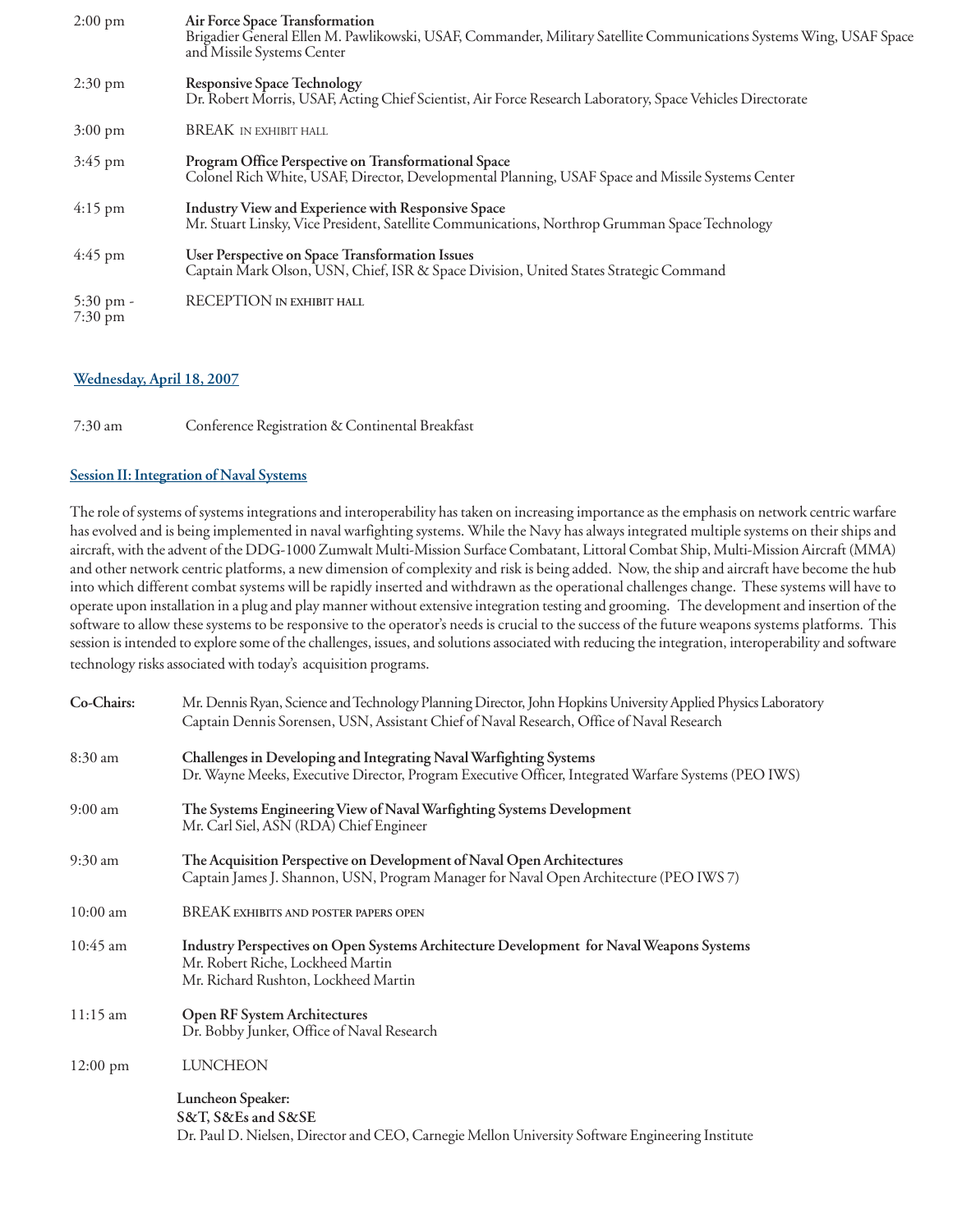| | |
|---|---|
| 2:00 pm | **Air Force Space Transformation**<br>Brigadier General Ellen M. Pawlikowski, USAF, Commander, Military Satellite Communications Systems Wing, USAF Space and Missile Systems Center |
| 2:30 pm | **Responsive Space Technology**<br>Dr. Robert Morris, USAF, Acting Chief Scientist, Air Force Research Laboratory, Space Vehicles Directorate |
| 3:00 pm | BREAK IN EXHIBIT HALL |
| 3:45 pm | **Program Office Perspective on Transformational Space**<br>Colonel Rich White, USAF, Director, Developmental Planning, USAF Space and Missile Systems Center |
| 4:15 pm | **Industry View and Experience with Responsive Space**<br>Mr. Stuart Linsky, Vice President, Satellite Communications, Northrop Grumman Space Technology |
| 4:45 pm | **User Perspective on Space Transformation Issues**<br>Captain Mark Olson, USN, Chief, ISR & Space Division, United States Strategic Command |
| 5:30 pm - 7:30 pm | RECEPTION IN EXHIBIT HALL |

## Wednesday, April 18, 2007

7:30 am Conference Registration & Continental Breakfast

### Session II: Integration of Naval Systems

The role of systems of systems integrations and interoperability has taken on increasing importance as the emphasis on network centric warfare has evolved and is being implemented in naval warfighting systems. While the Navy has always integrated multiple systems on their ships and aircraft, with the advent of the DDG-1000 Zumwalt Multi-Mission Surface Combatant, Littoral Combat Ship, Multi-Mission Aircraft (MMA) and other network centric platforms, a new dimension of complexity and risk is being added. Now, the ship and aircraft have become the hub into which different combat systems will be rapidly inserted and withdrawn as the operational challenges change. These systems will have to operate upon installation in a plug and play manner without extensive integration testing and grooming. The development and insertion of the software to allow these systems to be responsive to the operator's needs is crucial to the success of the future weapons systems platforms. This session is intended to explore some of the challenges, issues, and solutions associated with reducing the integration, interoperability and software technology risks associated with today's acquisition programs.

| | |
|---|---|
| **Co-Chairs:** | Mr. Dennis Ryan, Science and Technology Planning Director, John Hopkins University Applied Physics Laboratory<br>Captain Dennis Sorensen, USN, Assistant Chief of Naval Research, Office of Naval Research |
| 8:30 am | **Challenges in Developing and Integrating Naval Warfighting Systems**<br>Dr. Wayne Meeks, Executive Director, Program Executive Officer, Integrated Warfare Systems (PEO IWS) |
| 9:00 am | **The Systems Engineering View of Naval Warfighting Systems Development**<br>Mr. Carl Siel, ASN (RDA) Chief Engineer |
| 9:30 am | **The Acquisition Perspective on Development of Naval Open Architectures**<br>Captain James J. Shannon, USN, Program Manager for Naval Open Architecture (PEO IWS 7) |
| 10:00 am | BREAK EXHIBITS AND POSTER PAPERS OPEN |
| 10:45 am | **Industry Perspectives on Open Systems Architecture Development for Naval Weapons Systems**<br>Mr. Robert Riche, Lockheed Martin<br>Mr. Richard Rushton, Lockheed Martin |
| 11:15 am | **Open RF System Architectures**<br>Dr. Bobby Junker, Office of Naval Research |
| 12:00 pm | LUNCHEON |
| | **Luncheon Speaker:**<br>**S&T, S&Es and S&SE**<br>Dr. Paul D. Nielsen, Director and CEO, Carnegie Mellon University Software Engineering Institute |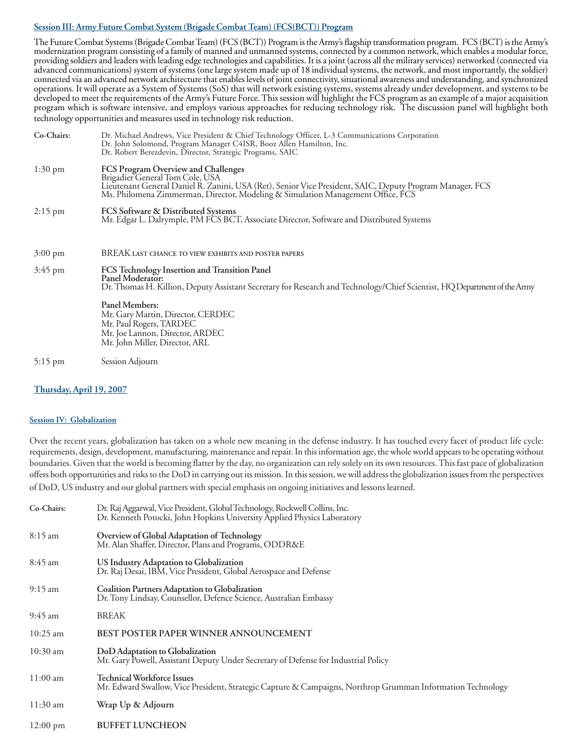## Session III: Army Future Combat System (Brigade Combat Team) (FCS(BCT)) Program

The Future Combat Systems (Brigade Combat Team) (FCS (BCT)) Program is the Army's flagship transformation program. FCS (BCT) is the Army's modernization program consisting of a family of manned and unmanned systems, connected by a common network, which enables a modular force, providing soldiers and leaders with leading edge technologies and capabilities. It is a joint (across all the military services) networked (connected via advanced communications) system of systems (one large system made up of 18 individual systems, the network, and most importantly, the soldier) connected via an advanced network architecture that enables levels of joint connectivity, situational awareness and understanding, and synchronized operations. It will operate as a System of Systems (SoS) that will network existing systems, systems already under development, and systems to be developed to meet the requirements of the Army's Future Force. This session will highlight the FCS program as an example of a major acquisition program which is software intensive, and employs various approaches for reducing technology risk. The discussion panel will highlight both technology opportunities and measures used in technology risk reduction.

| | |
|---|---|
| **Co-Chairs:** | Dr. Michael Andrews, Vice President & Chief Technology Officer, L-3 Communications Corporation<br>Dr. John Solomond, Program Manager C4ISR, Booz Allen Hamilton, Inc.<br>Dr. Robert Berezdevin, Director, Strategic Programs, SAIC |
| 1:30 pm | **FCS Program Overview and Challenges**<br>Brigadier General Tom Cole, USA<br>Lieutenant General Daniel R. Zanini, USA (Ret), Senior Vice President, SAIC, Deputy Program Manager, FCS<br>Ms. Philomena Zimmerman, Director, Modeling & Simulation Management Office, FCS |
| 2:15 pm | **FCS Software & Distributed Systems**<br>Mr. Edgar L. Dalrymple, PM FCS BCT, Associate Director, Software and Distributed Systems |
| 3:00 pm | BREAK LAST CHANCE TO VIEW EXHIBITS AND POSTER PAPERS |
| 3:45 pm | **FCS Technology Insertion and Transition Panel**<br>**Panel Moderator:**<br>Dr. Thomas H. Killion, Deputy Assistant Secretary for Research and Technology/Chief Scientist, HQ Department of the Army<br><br>**Panel Members:**<br>Mr. Gary Martin, Director, CERDEC<br>Mr. Paul Rogers, TARDEC<br>Mr. Joe Lannon, Director, ARDEC<br>Mr. John Miller, Director, ARL |
| 5:15 pm | Session Adjourn |

## Thursday, April 19, 2007

### Session IV: Globalization

Over the recent years, globalization has taken on a whole new meaning in the defense industry. It has touched every facet of product life cycle: requirements, design, development, manufacturing, maintenance and repair. In this information age, the whole world appears to be operating without boundaries. Given that the world is becoming flatter by the day, no organization can rely solely on its own resources. This fast pace of globalization offers both opportunities and risks to the DoD in carrying out its mission. In this session, we will address the globalization issues from the perspectives of DoD, US industry and our global partners with special emphasis on ongoing initiatives and lessons learned.

| | |
|---|---|
| **Co-Chairs:** | Dr. Raj Aggarwal, Vice President, Global Technology, Rockwell Collins, Inc.<br>Dr. Kenneth Potocki, John Hopkins University Applied Physics Laboratory |
| 8:15 am | **Overview of Global Adaptation of Technology**<br>Mr. Alan Shaffer, Director, Plans and Programs, ODDR&E |
| 8:45 am | **US Industry Adaptation to Globalization**<br>Dr. Raj Desai, IBM, Vice President, Global Aerospace and Defense |
| 9:15 am | **Coalition Partners Adaptation to Globalization**<br>Dr. Tony Lindsay, Counsellor, Defence Science, Australian Embassy |
| 9:45 am | BREAK |
| 10:25 am | **BEST POSTER PAPER WINNER ANNOUNCEMENT** |
| 10:30 am | **DoD Adaptation to Globalization**<br>Mr. Gary Powell, Assistant Deputy Under Secretary of Defense for Industrial Policy |
| 11:00 am | **Technical Workforce Issues**<br>Mr. Edward Swallow, Vice President, Strategic Capture & Campaigns, Northrop Grumman Information Technology |
| 11:30 am | **Wrap Up & Adjourn** |
| 12:00 pm | **BUFFET LUNCHEON** |